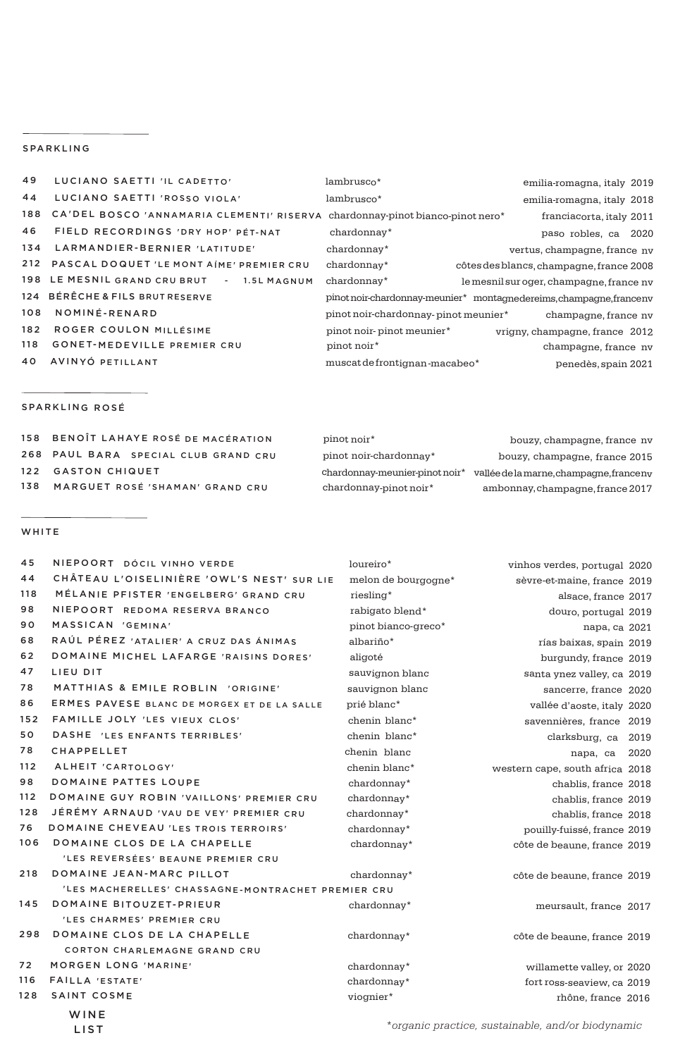## SPARKLING

| Price | Wine | Grape | Region | Vintage |
|---|---|---|---|---|
| 49 | LUCIANO SAETTI 'IL CADETTO' | lambrusco* | emilia-romagna, italy | 2019 |
| 44 | LUCIANO SAETTI 'ROSSO VIOLA' | lambrusco* | emilia-romagna, italy | 2018 |
| 188 | CA'DEL BOSCO 'ANNAMARIA CLEMENTI' RISERVA | chardonnay-pinot bianco-pinot nero* | franciacorta, italy | 2011 |
| 46 | FIELD RECORDINGS 'DRY HOP' PÉT-NAT | chardonnay* | paso robles, ca | 2020 |
| 134 | LARMANDIER-BERNIER 'LATITUDE' | chardonnay* | vertus, champagne, france | nv |
| 212 | PASCAL DOQUET 'LE MONT AÍME' PREMIER CRU | chardonnay* | côtes des blancs, champagne, france | 2008 |
| 198 | LE MESNIL GRAND CRU BRUT - 1.5L MAGNUM | chardonnay* | le mesnil sur oger, champagne, france | nv |
| 124 | BÉRÊCHE & FILS BRUT RESERVE | pinot noir-chardonnay-meunier* | montagne de reims, champagne, france | nv |
| 108 | NOMINÉ-RENARD | pinot noir-chardonnay- pinot meunier* | champagne, france | nv |
| 182 | ROGER COULON MILLÉSIME | pinot noir- pinot meunier* | vrigny, champagne, france | 2012 |
| 118 | GONET-MEDEVILLE PREMIER CRU | pinot noir* | champagne, france | nv |
| 40 | AVINYÓ PETILLANT | muscat de frontignan-macabeo* | penedès, spain | 2021 |

## SPARKLING ROSÉ

| Price | Wine | Grape | Region | Vintage |
|---|---|---|---|---|
| 158 | BENOÎT LAHAYE ROSÉ DE MACÉRATION | pinot noir* | bouzy, champagne, france | nv |
| 268 | PAUL BARA SPECIAL CLUB GRAND CRU | pinot noir-chardonnay* | bouzy, champagne, france | 2015 |
| 122 | GASTON CHIQUET | chardonnay-meunier-pinot noir* | vallée de la marne, champagne, france | nv |
| 138 | MARGUET ROSÉ 'SHAMAN' GRAND CRU | chardonnay-pinot noir* | ambonnay, champagne, france | 2017 |

## WHITE

| Price | Wine | Grape | Region | Vintage |
|---|---|---|---|---|
| 45 | NIEPOORT DÓCIL VINHO VERDE | loureiro* | vinhos verdes, portugal | 2020 |
| 44 | CHÂTEAU L'OISELINIÈRE 'OWL'S NEST' SUR LIE | melon de bourgogne* | sèvre-et-maine, france | 2019 |
| 118 | MÉLANIE PFISTER 'ENGELBERG' GRAND CRU | riesling* | alsace, france | 2017 |
| 98 | NIEPOORT REDOMA RESERVA BRANCO | rabigato blend* | douro, portugal | 2019 |
| 90 | MASSICAN 'GEMINA' | pinot bianco-greco* | napa, ca | 2021 |
| 68 | RAÚL PÉREZ 'ATALIER' A CRUZ DAS ÁNIMAS | albariño* | rías baixas, spain | 2019 |
| 62 | DOMAINE MICHEL LAFARGE 'RAISINS DORES' | aligoté | burgundy, france | 2019 |
| 47 | LIEU DIT | sauvignon blanc | santa ynez valley, ca | 2019 |
| 78 | MATTHIAS & EMILE ROBLIN 'ORIGINE' | sauvignon blanc | sancerre, france | 2020 |
| 86 | ERMES PAVESE BLANC DE MORGEX ET DE LA SALLE | prié blanc* | vallée d'aoste, italy | 2020 |
| 152 | FAMILLE JOLY 'LES VIEUX CLOS' | chenin blanc* | savennières, france | 2019 |
| 50 | DASHE 'LES ENFANTS TERRIBLES' | chenin blanc* | clarksburg, ca | 2019 |
| 78 | CHAPPELLET | chenin blanc | napa, ca | 2020 |
| 112 | ALHEIT 'CARTOLOGY' | chenin blanc* | western cape, south africa | 2018 |
| 98 | DOMAINE PATTES LOUPE | chardonnay* | chablis, france | 2018 |
| 112 | DOMAINE GUY ROBIN 'VAILLONS' PREMIER CRU | chardonnay* | chablis, france | 2019 |
| 128 | JÉRÉMY ARNAUD 'VAU DE VEY' PREMIER CRU | chardonnay* | chablis, france | 2018 |
| 76 | DOMAINE CHEVEAU 'LES TROIS TERROIRS' | chardonnay* | pouilly-fuissé, france | 2019 |
| 106 | DOMAINE CLOS DE LA CHAPELLE 'LES REVERSÉES' BEAUNE PREMIER CRU | chardonnay* | côte de beaune, france | 2019 |
| 218 | DOMAINE JEAN-MARC PILLOT 'LES MACHERELLES' CHASSAGNE-MONTRACHET PREMIER CRU | chardonnay* | côte de beaune, france | 2019 |
| 145 | DOMAINE BITOUZET-PRIEUR 'LES CHARMES' PREMIER CRU | chardonnay* | meursault, france | 2017 |
| 298 | DOMAINE CLOS DE LA CHAPELLE CORTON CHARLEMAGNE GRAND CRU | chardonnay* | côte de beaune, france | 2019 |
| 72 | MORGEN LONG 'MARINE' | chardonnay* | willamette valley, or | 2020 |
| 116 | FAILLA 'ESTATE' | chardonnay* | fort ross-seaview, ca | 2019 |
| 128 | SAINT COSME | viognier* | rhône, france | 2016 |

WINE LIST

*organic practice, sustainable, and/or biodynamic*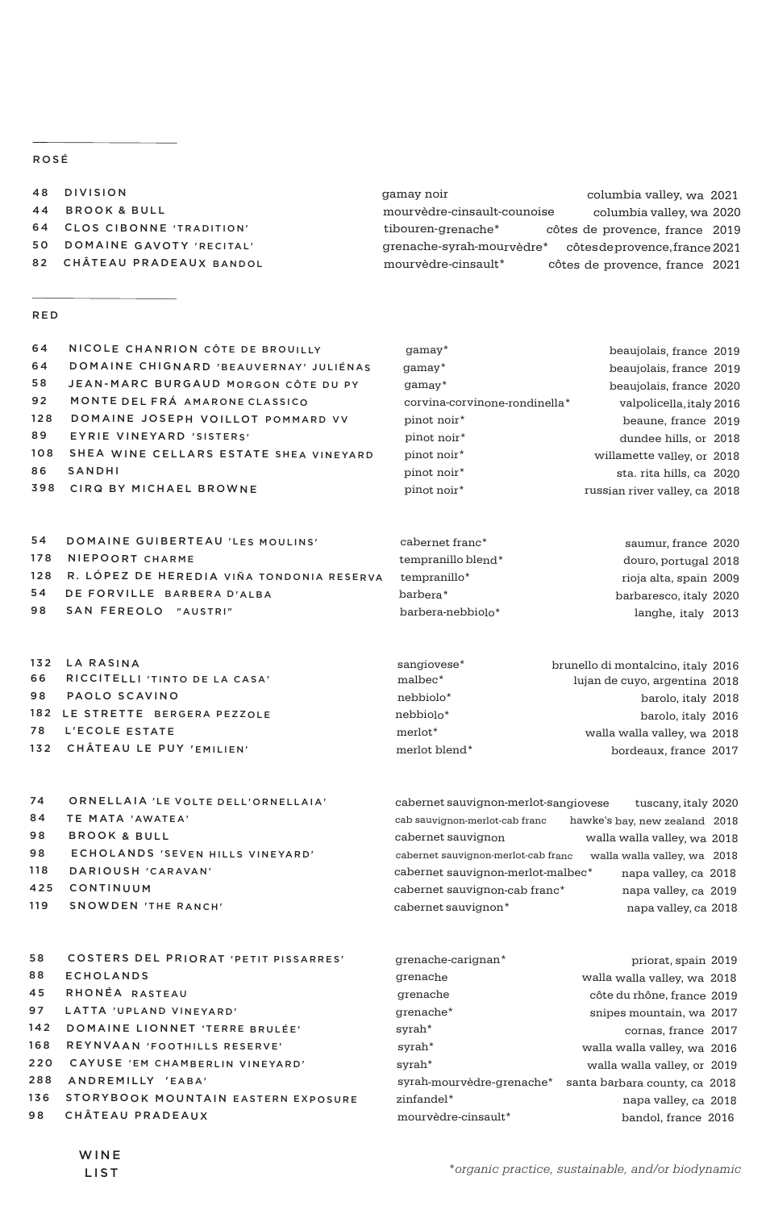## ROSÉ

| | | | | |
|---|---|---|---|---|
| 48 | DIVISION | gamay noir | columbia valley, wa | 2021 |
| 44 | BROOK & BULL | mourvèdre-cinsault-counoise | columbia valley, wa | 2020 |
| 64 | CLOS CIBONNE 'TRADITION' | tibouren-grenache* | côtes de provence, france | 2019 |
| 50 | DOMAINE GAVOTY 'RECITAL' | grenache-syrah-mourvèdre* | côtes de provence, france | 2021 |
| 82 | CHÂTEAU PRADEAUX BANDOL | mourvèdre-cinsault* | côtes de provence, france | 2021 |

## RED

| | | | | |
|---|---|---|---|---|
| 64 | NICOLE CHANRION CÔTE DE BROUILLY | gamay* | beaujolais, france | 2019 |
| 64 | DOMAINE CHIGNARD 'BEAUVERNAY' JULIÉNAS | gamay* | beaujolais, france | 2019 |
| 58 | JEAN-MARC BURGAUD MORGON CÔTE DU PY | gamay* | beaujolais, france | 2020 |
| 92 | MONTE DEL FRÁ AMARONE CLASSICO | corvina-corvinone-rondinella* | valpolicella, italy | 2016 |
| 128 | DOMAINE JOSEPH VOILLOT POMMARD VV | pinot noir* | beaune, france | 2019 |
| 89 | EYRIE VINEYARD 'SISTERS' | pinot noir* | dundee hills, or | 2018 |
| 108 | SHEA WINE CELLARS ESTATE SHEA VINEYARD | pinot noir* | willamette valley, or | 2018 |
| 86 | SANDHI | pinot noir* | sta. rita hills, ca | 2020 |
| 398 | CIRQ BY MICHAEL BROWNE | pinot noir* | russian river valley, ca | 2018 |

| | | | | |
|---|---|---|---|---|
| 54 | DOMAINE GUIBERTEAU 'LES MOULINS' | cabernet franc* | saumur, france | 2020 |
| 178 | NIEPOORT CHARME | tempranillo blend* | douro, portugal | 2018 |
| 128 | R. LÓPEZ DE HEREDIA VIÑA TONDONIA RESERVA | tempranillo* | rioja alta, spain | 2009 |
| 54 | DE FORVILLE BARBERA D'ALBA | barbera* | barbaresco, italy | 2020 |
| 98 | SAN FEREOLO "AUSTRI" | barbera-nebbiolo* | langhe, italy | 2013 |

| | | | | |
|---|---|---|---|---|
| 132 | LA RASINA | sangiovese* | brunello di montalcino, italy | 2016 |
| 66 | RICCITELLI 'TINTO DE LA CASA' | malbec* | lujan de cuyo, argentina | 2018 |
| 98 | PAOLO SCAVINO | nebbiolo* | barolo, italy | 2018 |
| 182 | LE STRETTE BERGERA PEZZOLE | nebbiolo* | barolo, italy | 2016 |
| 78 | L'ECOLE ESTATE | merlot* | walla walla valley, wa | 2018 |
| 132 | CHÂTEAU LE PUY 'EMILIEN' | merlot blend* | bordeaux, france | 2017 |

| | | | | |
|---|---|---|---|---|
| 74 | ORNELLAIA 'LE VOLTE DELL'ORNELLAIA' | cabernet sauvignon-merlot-sangiovese | tuscany, italy | 2020 |
| 84 | TE MATA 'AWATEA' | cab sauvignon-merlot-cab franc | hawke's bay, new zealand | 2018 |
| 98 | BROOK & BULL | cabernet sauvignon | walla walla valley, wa | 2018 |
| 98 | ECHOLANDS 'SEVEN HILLS VINEYARD' | cabernet sauvignon-merlot-cab franc | walla walla valley, wa | 2018 |
| 118 | DARIOUSH 'CARAVAN' | cabernet sauvignon-merlot-malbec* | napa valley, ca | 2018 |
| 425 | CONTINUUM | cabernet sauvignon-cab franc* | napa valley, ca | 2019 |
| 119 | SNOWDEN 'THE RANCH' | cabernet sauvignon* | napa valley, ca | 2018 |

| | | | | |
|---|---|---|---|---|
| 58 | COSTERS DEL PRIORAT 'PETIT PISSARRES' | grenache-carignan* | priorat, spain | 2019 |
| 88 | ECHOLANDS | grenache | walla walla valley, wa | 2018 |
| 45 | RHONÉA RASTEAU | grenache | côte du rhône, france | 2019 |
| 97 | LATTA 'UPLAND VINEYARD' | grenache* | snipes mountain, wa | 2017 |
| 142 | DOMAINE LIONNET 'TERRE BRULÉE' | syrah* | cornas, france | 2017 |
| 168 | REYNVAAN 'FOOTHILLS RESERVE' | syrah* | walla walla valley, wa | 2016 |
| 220 | CAYUSE 'EM CHAMBERLIN VINEYARD' | syrah* | walla walla valley, or | 2019 |
| 288 | ANDREMILLY 'EABA' | syrah-mourvèdre-grenache* | santa barbara county, ca | 2018 |
| 136 | STORYBOOK MOUNTAIN EASTERN EXPOSURE | zinfandel* | napa valley, ca | 2018 |
| 98 | CHÂTEAU PRADEAUX | mourvèdre-cinsault* | bandol, france | 2016 |

WINE LIST

*organic practice, sustainable, and/or biodynamic*